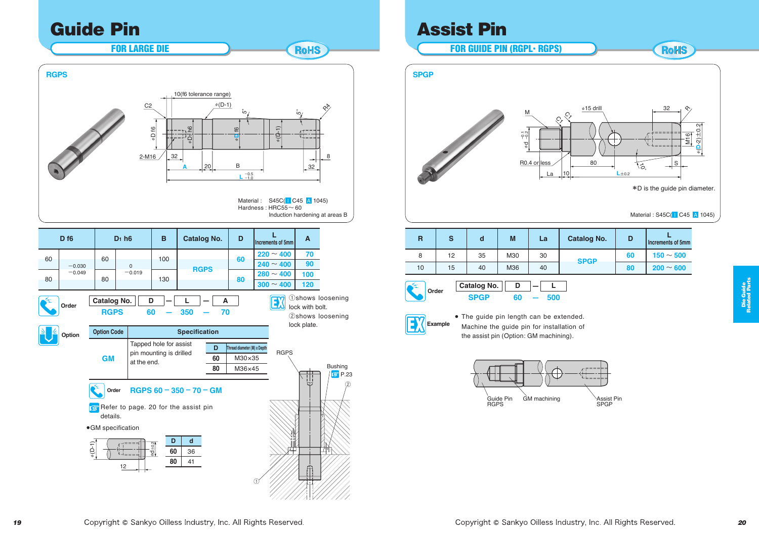# Guide Pin

**FOR LARGE DIE**

RoHS

## RGPS

Material : S45C( J C45 A 1045)
Hardness : HRC55 ~ 60
Induction hardening at areas B

| D f6 | | $D_1$ h6 | | B | Catalog No. | D | L Increments of 5mm | A |
|---|---|---|---|---|---|---|---|---|
| 60 | −0.030 −0.049 | 60 | 0 −0.019 | 100 | RGPS | 60 | 220 ~ 400 | 70 |
| | | | | | | | 240 ~ 400 | 90 |
| 80 | | 80 | | 130 | | 80 | 280 ~ 400 | 100 |
| | | | | | | | 300 ~ 400 | 120 |

**Order**

| Catalog No. | D | — | L | — | A |
|---|---|---|---|---|---|
| RGPS | 60 | — | 350 | — | 70 |

**EX** ①shows loosening lock with bolt. ②shows loosening lock plate.

**Option**

| Option Code | Specification | | |
|---|---|---|---|
| GM | Tapped hole for assist pin mounting is drilled at the end. | D | Thread diameter (M) x Depth |
| | | 60 | M30×35 |
| | | 80 | M36×45 |

**Order** RGPS 60 − 350 − 70 − GM

Refer to page. 20 for the assist pin details.

● GM specification

| D | d |
|---|---|
| 60 | 36 |
| 80 | 41 |

RGPS
Bushing P.23

# Assist Pin

**FOR GUIDE PIN (RGPL・RGPS)**

RoHS

## SPGP

*D is the guide pin diameter.

Material : S45C( J C45 A 1045)

| R | S | d | M | La | Catalog No. | D | L Increments of 5mm |
|---|---|---|---|---|---|---|---|
| 8 | 12 | 35 | M30 | 30 | SPGP | 60 | 150 ~ 500 |
| 10 | 15 | 40 | M36 | 40 | | 80 | 200 ~ 600 |

**Order**

| Catalog No. | D | — | L |
|---|---|---|---|
| SPGP | 60 | — | 500 |

**Example**

- The guide pin length can be extended. Machine the guide pin for installation of the assist pin (Option: GM machining).

Guide Pin RGPS — GM machining — Assist Pin SPGP

Copyright © Sankyo Oilless Industry, Inc. All Rights Reserved.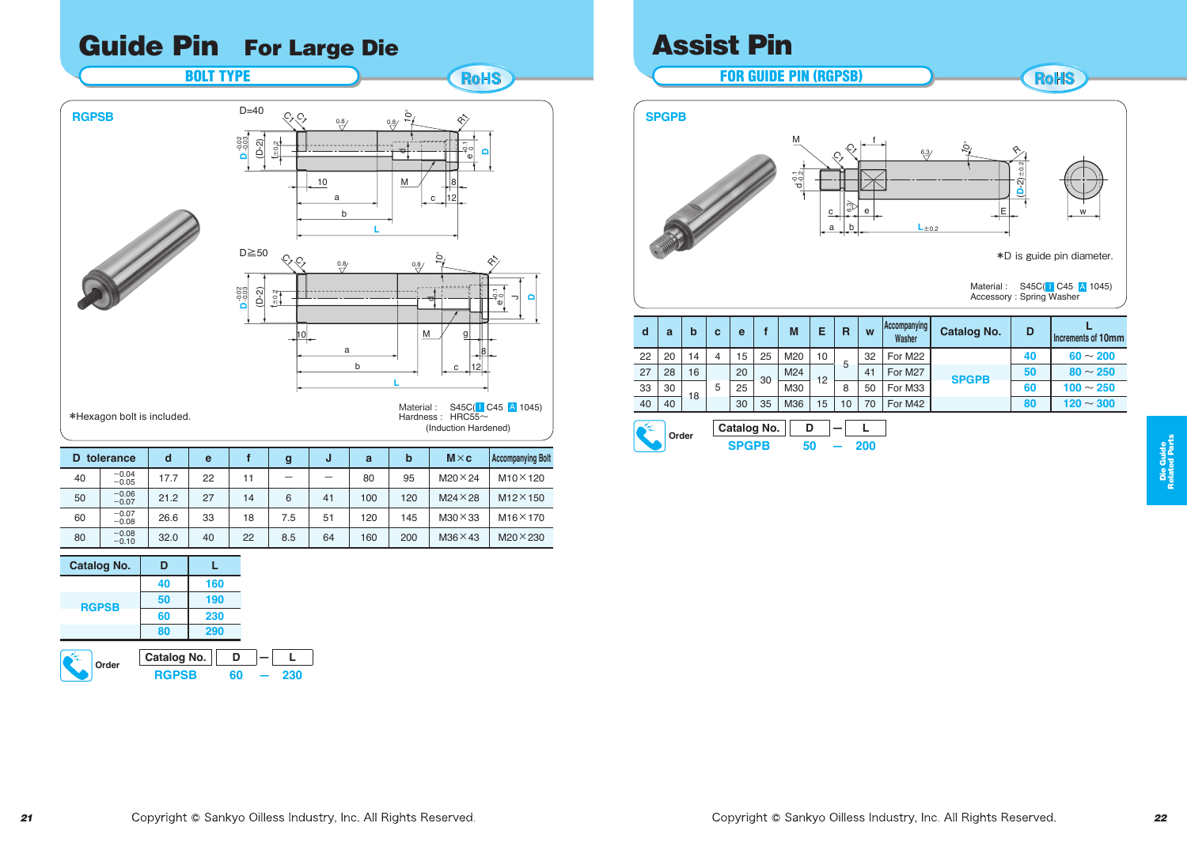# Guide Pin For Large Die

## BOLT TYPE

RoHS

### RGPSB

D=40

D≧50

*Hexagon bolt is included.

Material : S45C( J C45 A 1045)
Hardness : HRC55~
(Induction Hardened)

| D | tolerance | d | e | f | g | J | a | b | M×c | Accompanying Bolt |
|---|---|---|---|---|---|---|---|---|---|---|
| 40 | −0.04 −0.05 | 17.7 | 22 | 11 | — | — | 80 | 95 | M20×24 | M10×120 |
| 50 | −0.06 −0.07 | 21.2 | 27 | 14 | 6 | 41 | 100 | 120 | M24×28 | M12×150 |
| 60 | −0.07 −0.08 | 26.6 | 33 | 18 | 7.5 | 51 | 120 | 145 | M30×33 | M16×170 |
| 80 | −0.08 −0.10 | 32.0 | 40 | 22 | 8.5 | 64 | 160 | 200 | M36×43 | M20×230 |

| Catalog No. | D | L |
|---|---|---|
| RGPSB | 40 | 160 |
| | 50 | 190 |
| | 60 | 230 |
| | 80 | 290 |

Order

| Catalog No. | D | — | L |
|---|---|---|---|
| RGPSB | 60 | — | 230 |

# Assist Pin

## FOR GUIDE PIN (RGPSB)

RoHS

### SPGPB

*D is guide pin diameter.

Material : S45C( J C45 A 1045)
Accessory : Spring Washer

| d | a | b | c | e | f | M | E | R | w | Accompanying Washer | Catalog No. | D | L Increments of 10mm |
|---|---|---|---|---|---|---|---|---|---|---|---|---|---|
| 22 | 20 | 14 | 4 | 15 | 25 | M20 | 10 | 5 | 32 | For M22 | SPGPB | 40 | 60 ~ 200 |
| 27 | 28 | 16 | 5 | 20 | 30 | M24 | 12 | 5 | 41 | For M27 | SPGPB | 50 | 80 ~ 250 |
| 33 | 30 | 18 | 5 | 25 | 30 | M30 | 12 | 8 | 50 | For M33 | SPGPB | 60 | 100 ~ 250 |
| 40 | 40 | 18 | 5 | 30 | 35 | M36 | 15 | 10 | 70 | For M42 | SPGPB | 80 | 120 ~ 300 |

Order

| Catalog No. | D | — | L |
|---|---|---|---|
| SPGPB | 50 | — | 200 |

Die Guide Related Parts

Copyright © Sankyo Oilless Industry, Inc. All Rights Reserved.